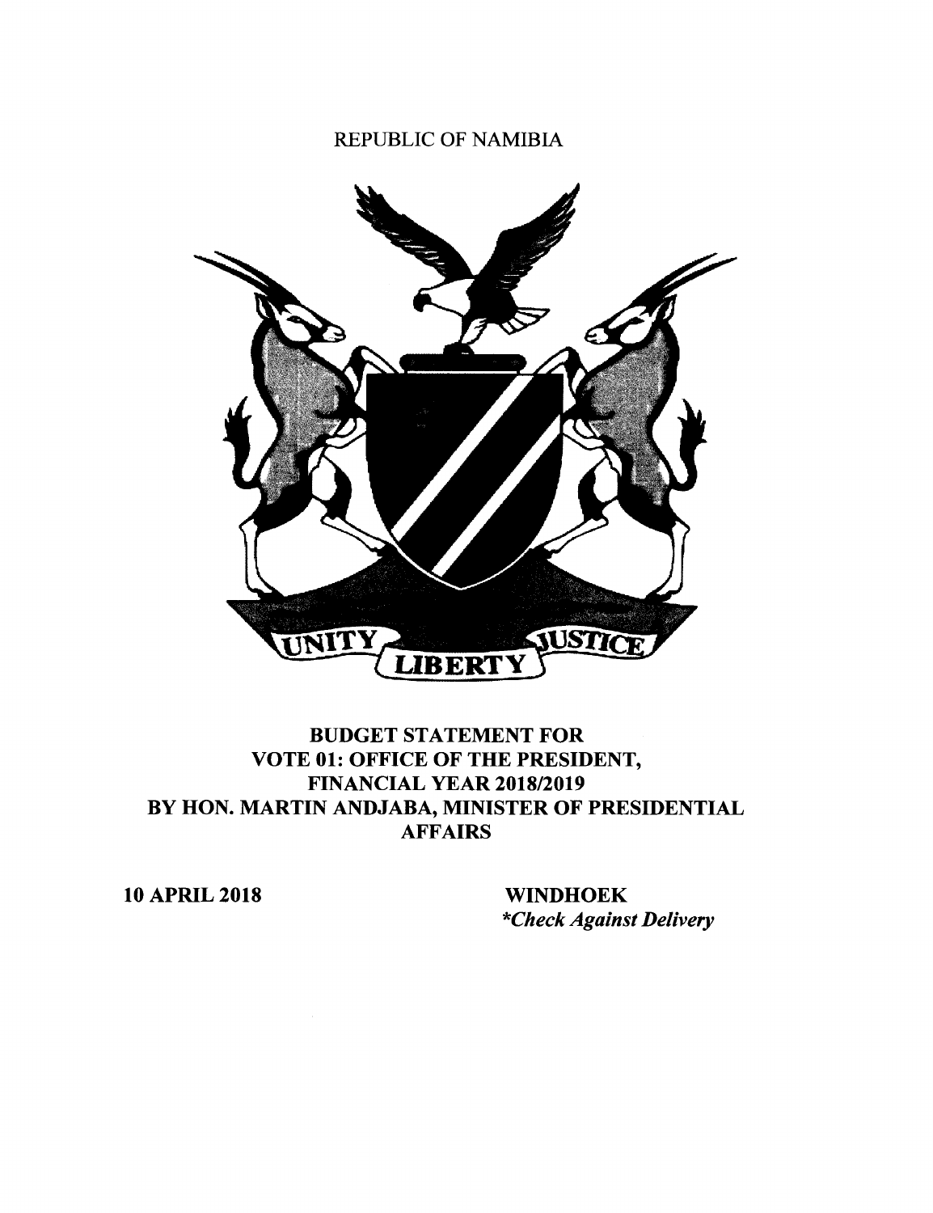REPUBLIC OF NAMIBIA

UNITY LIBERTY JUSTICE

# BUDGET STATEMENT FOR VOTE 01: OFFICE OF THE PRESIDENT, FINANCIAL YEAR 2018/2019 BY HON. MARTIN ANDJABA, MINISTER OF PRESIDENTIAL AFFAIRS

**10 APRIL 2018**

**WINDHOEK**

***Check Against Delivery***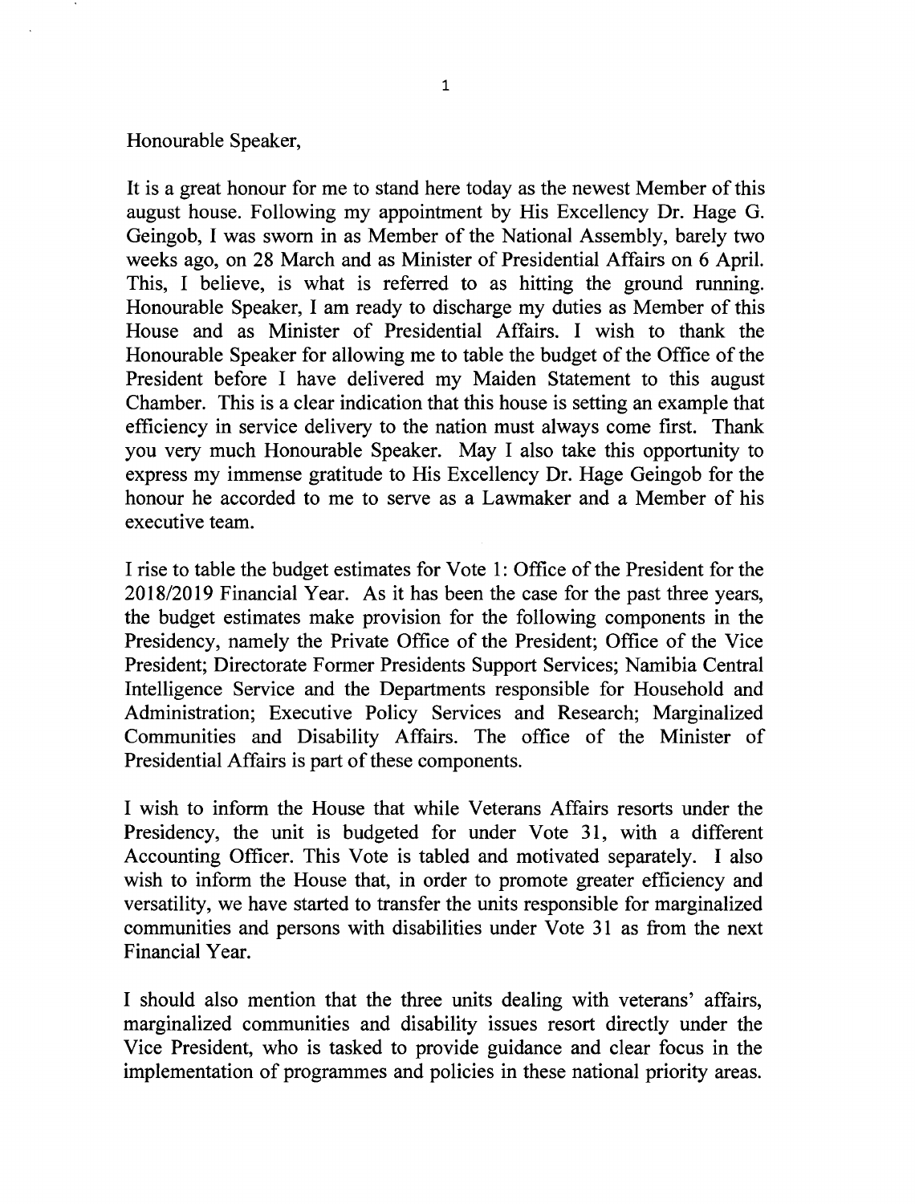Honourable Speaker,

It is a great honour for me to stand here today as the newest Member of this august house. Following my appointment by His Excellency Dr. Hage G. Geingob, I was sworn in as Member of the National Assembly, barely two weeks ago, on 28 March and as Minister of Presidential Affairs on 6 April. This, I believe, is what is referred to as hitting the ground running. Honourable Speaker, I am ready to discharge my duties as Member of this House and as Minister of Presidential Affairs. I wish to thank the Honourable Speaker for allowing me to table the budget of the Office of the President before I have delivered my Maiden Statement to this august Chamber. This is a clear indication that this house is setting an example that efficiency in service delivery to the nation must always come first. Thank you very much Honourable Speaker. May I also take this opportunity to express my immense gratitude to His Excellency Dr. Hage Geingob for the honour he accorded to me to serve as a Lawmaker and a Member of his executive team.

I rise to table the budget estimates for Vote 1: Office of the President for the 2018/2019 Financial Year. As it has been the case for the past three years, the budget estimates make provision for the following components in the Presidency, namely the Private Office of the President; Office of the Vice President; Directorate Former Presidents Support Services; Namibia Central Intelligence Service and the Departments responsible for Household and Administration; Executive Policy Services and Research; Marginalized Communities and Disability Affairs. The office of the Minister of Presidential Affairs is part of these components.

I wish to inform the House that while Veterans Affairs resorts under the Presidency, the unit is budgeted for under Vote 31, with a different Accounting Officer. This Vote is tabled and motivated separately. I also wish to inform the House that, in order to promote greater efficiency and versatility, we have started to transfer the units responsible for marginalized communities and persons with disabilities under Vote 31 as from the next Financial Year.

I should also mention that the three units dealing with veterans' affairs, marginalized communities and disability issues resort directly under the Vice President, who is tasked to provide guidance and clear focus in the implementation of programmes and policies in these national priority areas.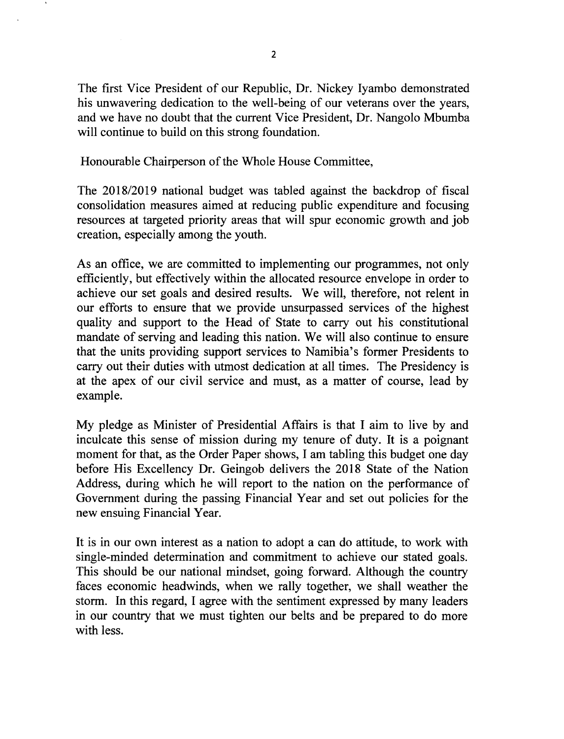The first Vice President of our Republic, Dr. Nickey Iyambo demonstrated his unwavering dedication to the well-being of our veterans over the years, and we have no doubt that the current Vice President, Dr. Nangolo Mbumba will continue to build on this strong foundation.

Honourable Chairperson of the Whole House Committee,

The 2018/2019 national budget was tabled against the backdrop of fiscal consolidation measures aimed at reducing public expenditure and focusing resources at targeted priority areas that will spur economic growth and job creation, especially among the youth.

As an office, we are committed to implementing our programmes, not only efficiently, but effectively within the allocated resource envelope in order to achieve our set goals and desired results. We will, therefore, not relent in our efforts to ensure that we provide unsurpassed services of the highest quality and support to the Head of State to carry out his constitutional mandate of serving and leading this nation. We will also continue to ensure that the units providing support services to Namibia's former Presidents to carry out their duties with utmost dedication at all times. The Presidency is at the apex of our civil service and must, as a matter of course, lead by example.

My pledge as Minister of Presidential Affairs is that I aim to live by and inculcate this sense of mission during my tenure of duty. It is a poignant moment for that, as the Order Paper shows, I am tabling this budget one day before His Excellency Dr. Geingob delivers the 2018 State of the Nation Address, during which he will report to the nation on the performance of Government during the passing Financial Year and set out policies for the new ensuing Financial Year.

It is in our own interest as a nation to adopt a can do attitude, to work with single-minded determination and commitment to achieve our stated goals. This should be our national mindset, going forward. Although the country faces economic headwinds, when we rally together, we shall weather the storm. In this regard, I agree with the sentiment expressed by many leaders in our country that we must tighten our belts and be prepared to do more with less.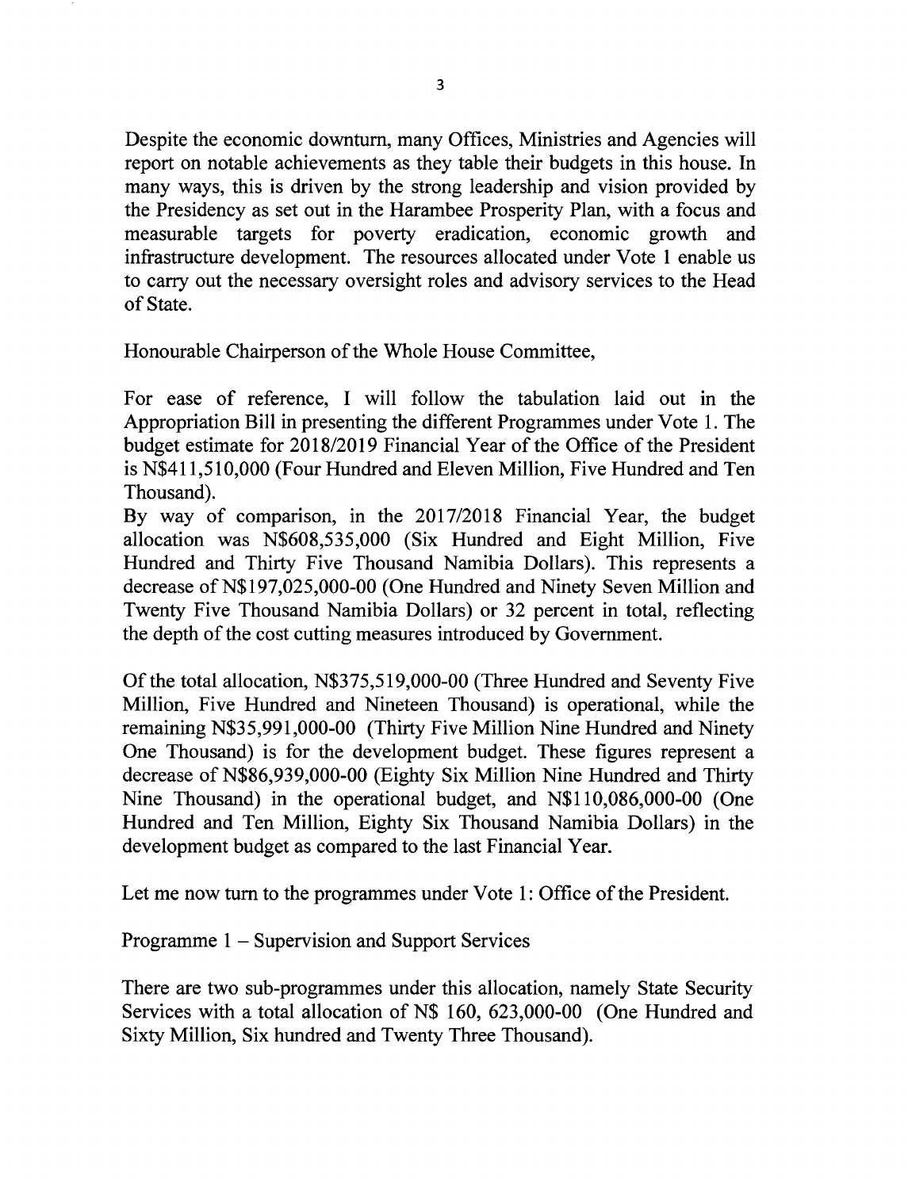Despite the economic downturn, many Offices, Ministries and Agencies will report on notable achievements as they table their budgets in this house. In many ways, this is driven by the strong leadership and vision provided by the Presidency as set out in the Harambee Prosperity Plan, with a focus and measurable targets for poverty eradication, economic growth and infrastructure development. The resources allocated under Vote 1 enable us to carry out the necessary oversight roles and advisory services to the Head of State.

Honourable Chairperson of the Whole House Committee,

For ease of reference, I will follow the tabulation laid out in the Appropriation Bill in presenting the different Programmes under Vote 1. The budget estimate for 2018/2019 Financial Year of the Office of the President is N$411,510,000 (Four Hundred and Eleven Million, Five Hundred and Ten Thousand).

By way of comparison, in the 2017/2018 Financial Year, the budget allocation was N$608,535,000 (Six Hundred and Eight Million, Five Hundred and Thirty Five Thousand Namibia Dollars). This represents a decrease of N$197,025,000-00 (One Hundred and Ninety Seven Million and Twenty Five Thousand Namibia Dollars) or 32 percent in total, reflecting the depth of the cost cutting measures introduced by Government.

Of the total allocation, N$375,519,000-00 (Three Hundred and Seventy Five Million, Five Hundred and Nineteen Thousand) is operational, while the remaining N$35,991,000-00 (Thirty Five Million Nine Hundred and Ninety One Thousand) is for the development budget. These figures represent a decrease of N$86,939,000-00 (Eighty Six Million Nine Hundred and Thirty Nine Thousand) in the operational budget, and N$110,086,000-00 (One Hundred and Ten Million, Eighty Six Thousand Namibia Dollars) in the development budget as compared to the last Financial Year.

Let me now turn to the programmes under Vote 1: Office of the President.

Programme 1 – Supervision and Support Services

There are two sub-programmes under this allocation, namely State Security Services with a total allocation of N$ 160, 623,000-00 (One Hundred and Sixty Million, Six hundred and Twenty Three Thousand).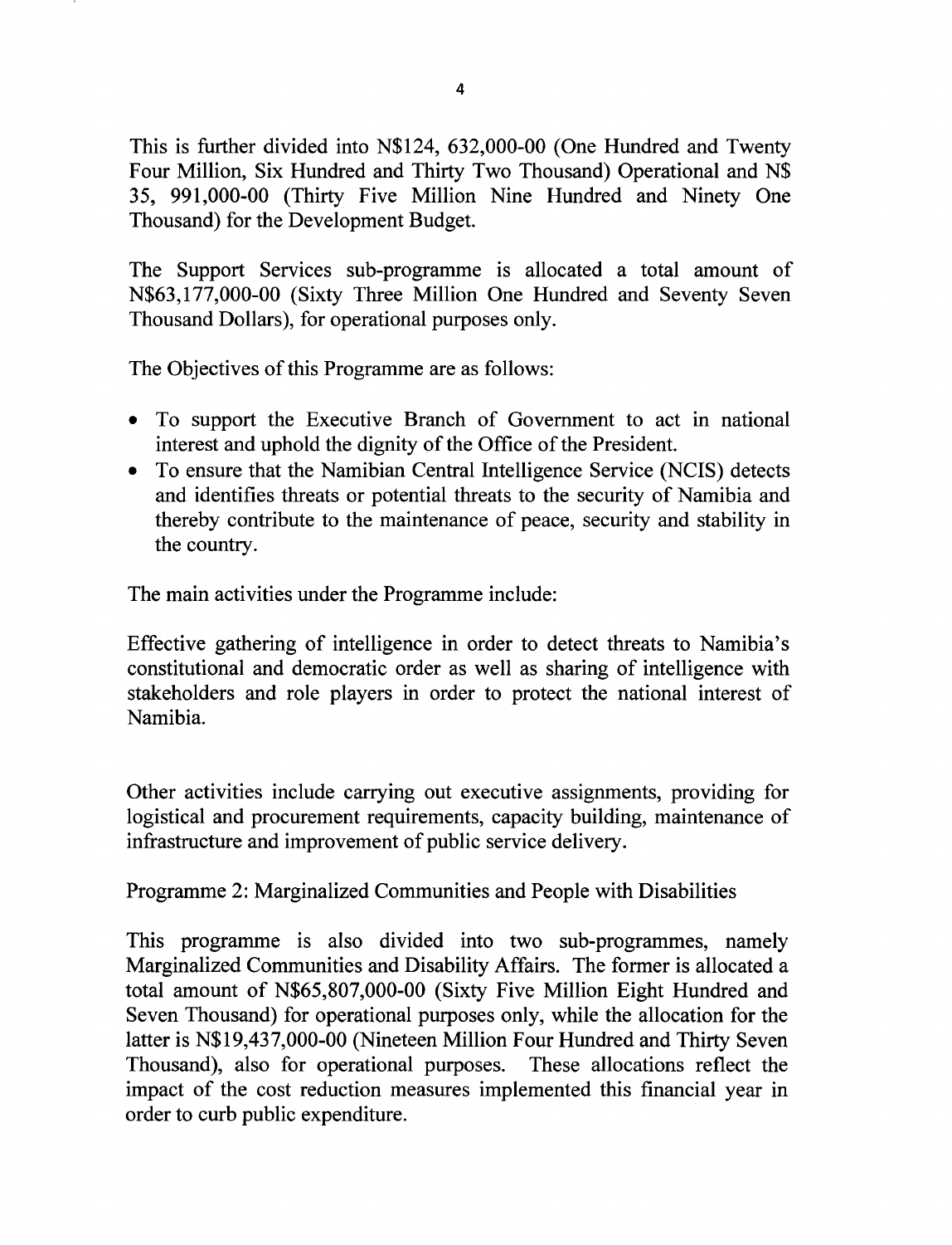This is further divided into N$124, 632,000-00 (One Hundred and Twenty Four Million, Six Hundred and Thirty Two Thousand) Operational and N$ 35, 991,000-00 (Thirty Five Million Nine Hundred and Ninety One Thousand) for the Development Budget.

The Support Services sub-programme is allocated a total amount of N$63,177,000-00 (Sixty Three Million One Hundred and Seventy Seven Thousand Dollars), for operational purposes only.

The Objectives of this Programme are as follows:

- To support the Executive Branch of Government to act in national interest and uphold the dignity of the Office of the President.
- To ensure that the Namibian Central Intelligence Service (NCIS) detects and identifies threats or potential threats to the security of Namibia and thereby contribute to the maintenance of peace, security and stability in the country.

The main activities under the Programme include:

Effective gathering of intelligence in order to detect threats to Namibia's constitutional and democratic order as well as sharing of intelligence with stakeholders and role players in order to protect the national interest of Namibia.

Other activities include carrying out executive assignments, providing for logistical and procurement requirements, capacity building, maintenance of infrastructure and improvement of public service delivery.

Programme 2: Marginalized Communities and People with Disabilities

This programme is also divided into two sub-programmes, namely Marginalized Communities and Disability Affairs. The former is allocated a total amount of N$65,807,000-00 (Sixty Five Million Eight Hundred and Seven Thousand) for operational purposes only, while the allocation for the latter is N$19,437,000-00 (Nineteen Million Four Hundred and Thirty Seven Thousand), also for operational purposes. These allocations reflect the impact of the cost reduction measures implemented this financial year in order to curb public expenditure.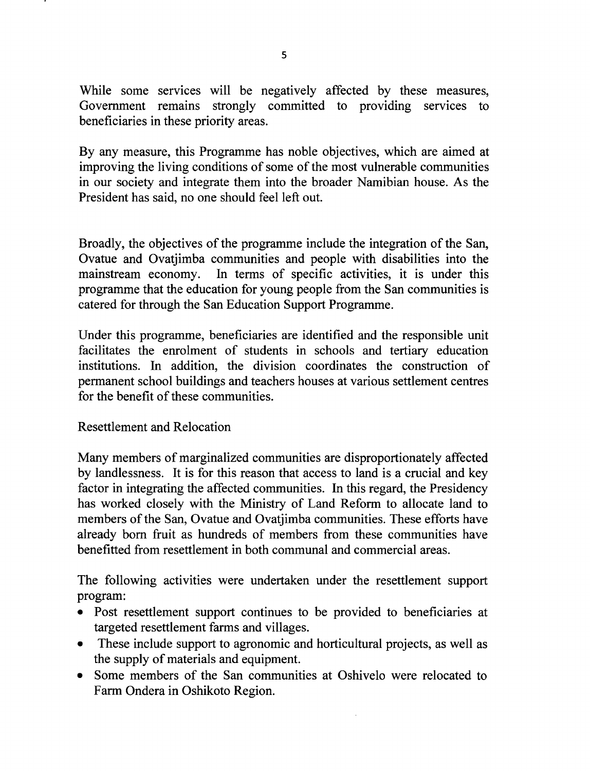While some services will be negatively affected by these measures, Government remains strongly committed to providing services to beneficiaries in these priority areas.

By any measure, this Programme has noble objectives, which are aimed at improving the living conditions of some of the most vulnerable communities in our society and integrate them into the broader Namibian house. As the President has said, no one should feel left out.

Broadly, the objectives of the programme include the integration of the San, Ovatue and Ovatjimba communities and people with disabilities into the mainstream economy. In terms of specific activities, it is under this programme that the education for young people from the San communities is catered for through the San Education Support Programme.

Under this programme, beneficiaries are identified and the responsible unit facilitates the enrolment of students in schools and tertiary education institutions. In addition, the division coordinates the construction of permanent school buildings and teachers houses at various settlement centres for the benefit of these communities.

Resettlement and Relocation

Many members of marginalized communities are disproportionately affected by landlessness. It is for this reason that access to land is a crucial and key factor in integrating the affected communities. In this regard, the Presidency has worked closely with the Ministry of Land Reform to allocate land to members of the San, Ovatue and Ovatjimba communities. These efforts have already born fruit as hundreds of members from these communities have benefitted from resettlement in both communal and commercial areas.

The following activities were undertaken under the resettlement support program:

- Post resettlement support continues to be provided to beneficiaries at targeted resettlement farms and villages.
- These include support to agronomic and horticultural projects, as well as the supply of materials and equipment.
- Some members of the San communities at Oshivelo were relocated to Farm Ondera in Oshikoto Region.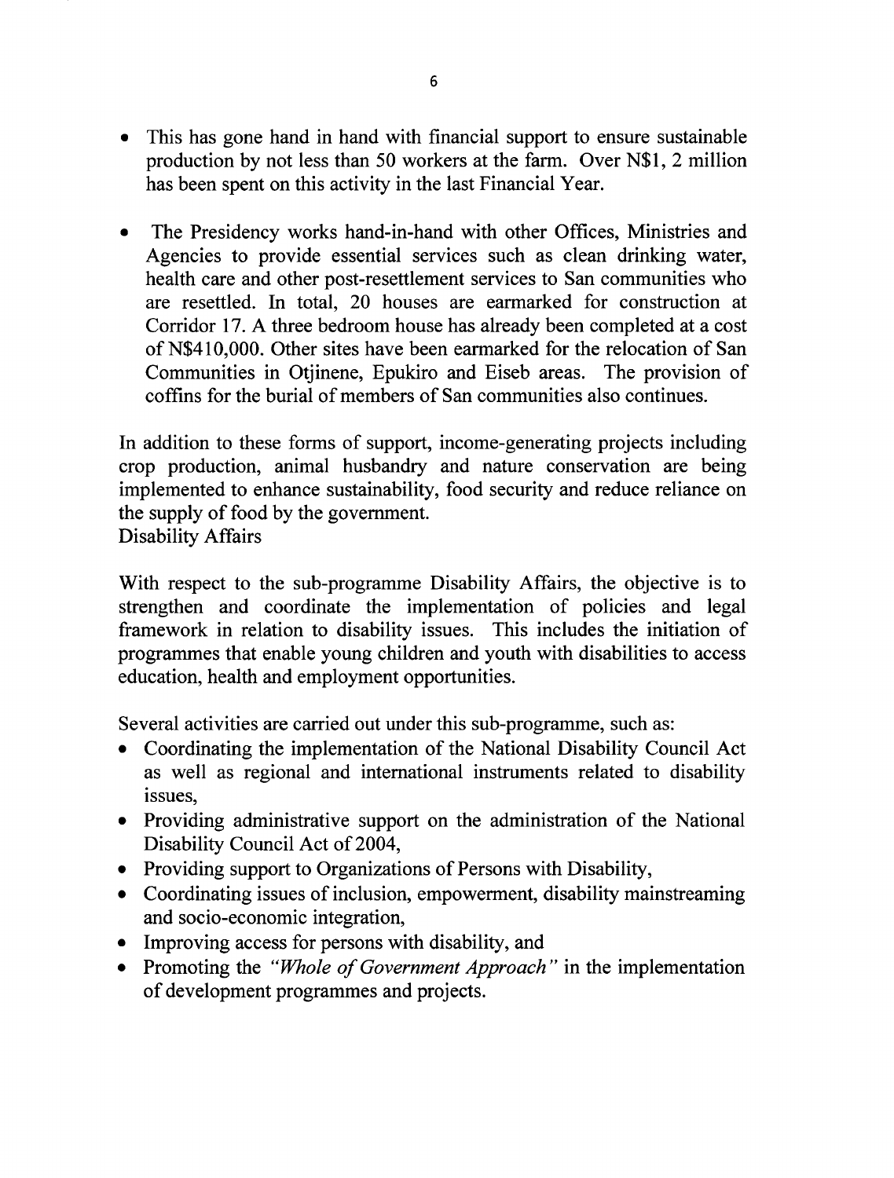- This has gone hand in hand with financial support to ensure sustainable production by not less than 50 workers at the farm. Over N$1, 2 million has been spent on this activity in the last Financial Year.

- The Presidency works hand-in-hand with other Offices, Ministries and Agencies to provide essential services such as clean drinking water, health care and other post-resettlement services to San communities who are resettled. In total, 20 houses are earmarked for construction at Corridor 17. A three bedroom house has already been completed at a cost of N$410,000. Other sites have been earmarked for the relocation of San Communities in Otjinene, Epukiro and Eiseb areas. The provision of coffins for the burial of members of San communities also continues.

In addition to these forms of support, income-generating projects including crop production, animal husbandry and nature conservation are being implemented to enhance sustainability, food security and reduce reliance on the supply of food by the government.

Disability Affairs

With respect to the sub-programme Disability Affairs, the objective is to strengthen and coordinate the implementation of policies and legal framework in relation to disability issues. This includes the initiation of programmes that enable young children and youth with disabilities to access education, health and employment opportunities.

Several activities are carried out under this sub-programme, such as:

- Coordinating the implementation of the National Disability Council Act as well as regional and international instruments related to disability issues,
- Providing administrative support on the administration of the National Disability Council Act of 2004,
- Providing support to Organizations of Persons with Disability,
- Coordinating issues of inclusion, empowerment, disability mainstreaming and socio-economic integration,
- Improving access for persons with disability, and
- Promoting the *"Whole of Government Approach"* in the implementation of development programmes and projects.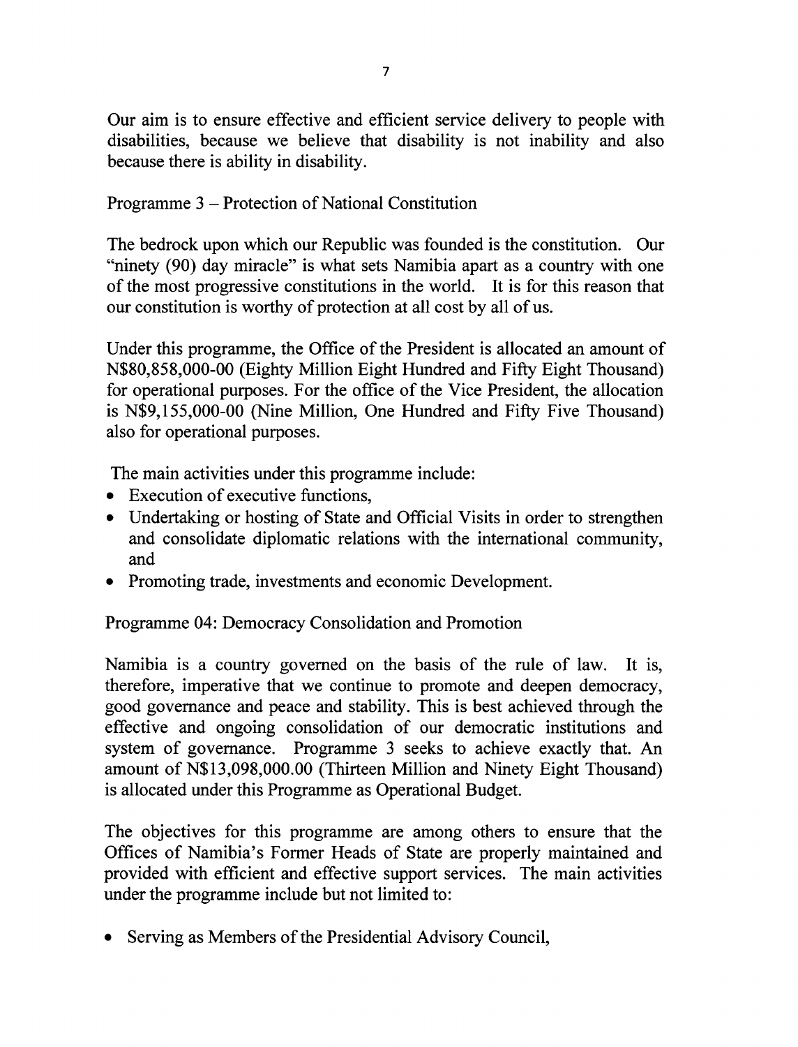Our aim is to ensure effective and efficient service delivery to people with disabilities, because we believe that disability is not inability and also because there is ability in disability.

Programme 3 – Protection of National Constitution

The bedrock upon which our Republic was founded is the constitution. Our "ninety (90) day miracle" is what sets Namibia apart as a country with one of the most progressive constitutions in the world. It is for this reason that our constitution is worthy of protection at all cost by all of us.

Under this programme, the Office of the President is allocated an amount of N$80,858,000-00 (Eighty Million Eight Hundred and Fifty Eight Thousand) for operational purposes. For the office of the Vice President, the allocation is N$9,155,000-00 (Nine Million, One Hundred and Fifty Five Thousand) also for operational purposes.

The main activities under this programme include:

- Execution of executive functions,
- Undertaking or hosting of State and Official Visits in order to strengthen and consolidate diplomatic relations with the international community, and
- Promoting trade, investments and economic Development.

Programme 04: Democracy Consolidation and Promotion

Namibia is a country governed on the basis of the rule of law. It is, therefore, imperative that we continue to promote and deepen democracy, good governance and peace and stability. This is best achieved through the effective and ongoing consolidation of our democratic institutions and system of governance. Programme 3 seeks to achieve exactly that. An amount of N$13,098,000.00 (Thirteen Million and Ninety Eight Thousand) is allocated under this Programme as Operational Budget.

The objectives for this programme are among others to ensure that the Offices of Namibia's Former Heads of State are properly maintained and provided with efficient and effective support services. The main activities under the programme include but not limited to:

- Serving as Members of the Presidential Advisory Council,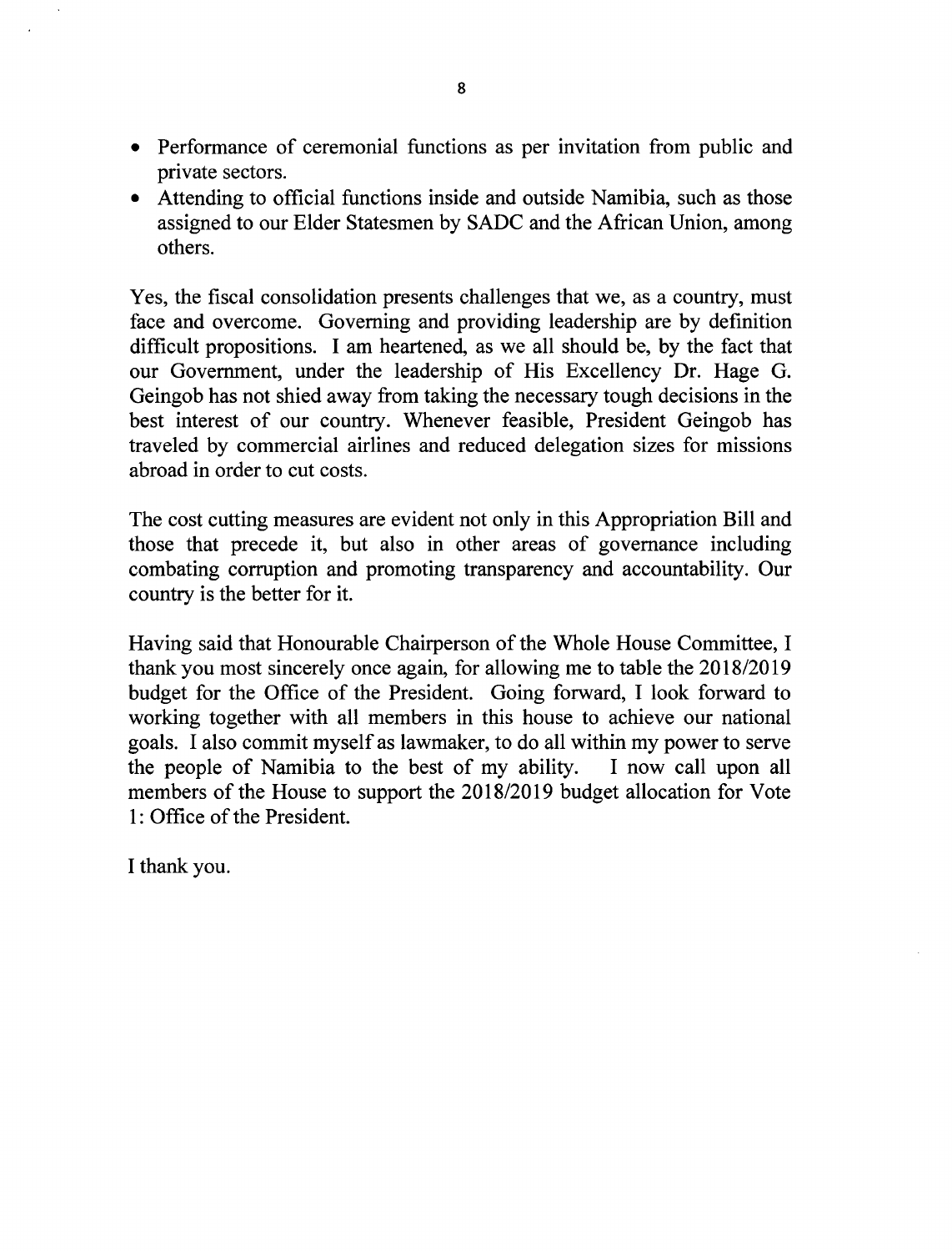- Performance of ceremonial functions as per invitation from public and private sectors.
- Attending to official functions inside and outside Namibia, such as those assigned to our Elder Statesmen by SADC and the African Union, among others.

Yes, the fiscal consolidation presents challenges that we, as a country, must face and overcome. Governing and providing leadership are by definition difficult propositions. I am heartened, as we all should be, by the fact that our Government, under the leadership of His Excellency Dr. Hage G. Geingob has not shied away from taking the necessary tough decisions in the best interest of our country. Whenever feasible, President Geingob has traveled by commercial airlines and reduced delegation sizes for missions abroad in order to cut costs.

The cost cutting measures are evident not only in this Appropriation Bill and those that precede it, but also in other areas of governance including combating corruption and promoting transparency and accountability. Our country is the better for it.

Having said that Honourable Chairperson of the Whole House Committee, I thank you most sincerely once again, for allowing me to table the 2018/2019 budget for the Office of the President. Going forward, I look forward to working together with all members in this house to achieve our national goals. I also commit myself as lawmaker, to do all within my power to serve the people of Namibia to the best of my ability. I now call upon all members of the House to support the 2018/2019 budget allocation for Vote 1: Office of the President.

I thank you.